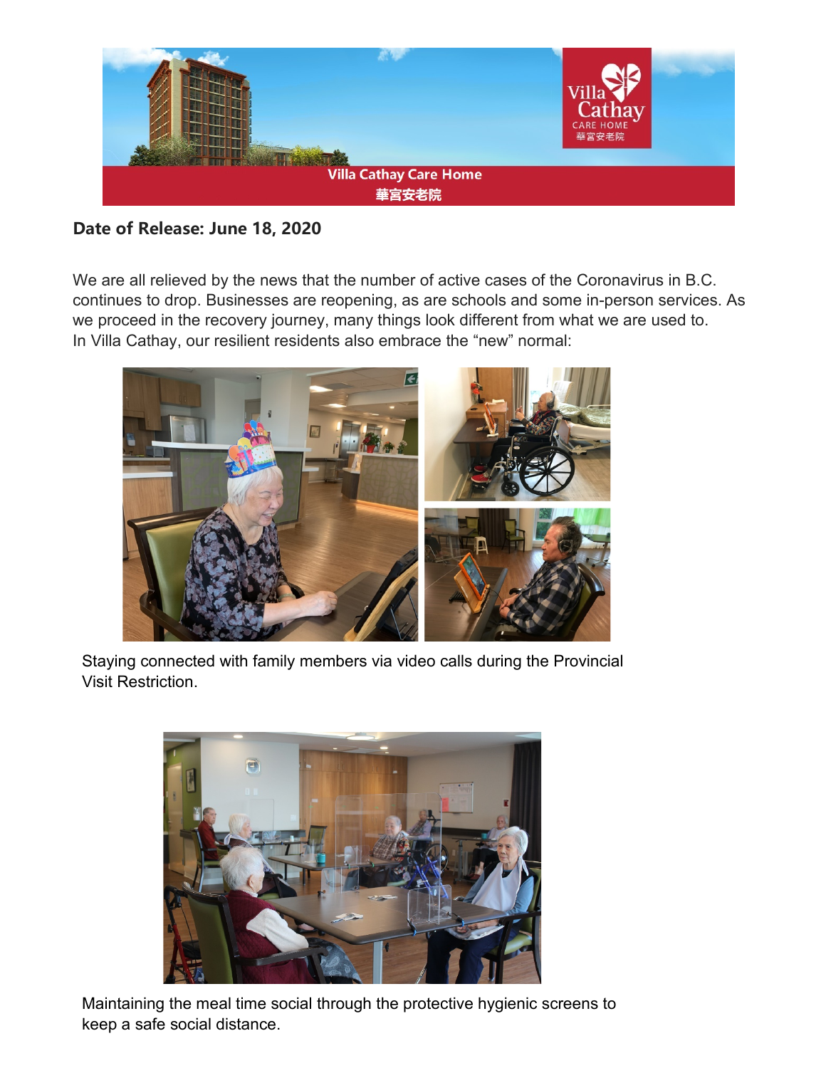Villa Cathay Care Home
華宮安老院

**Date of Release: June 18, 2020**

We are all relieved by the news that the number of active cases of the Coronavirus in B.C. continues to drop. Businesses are reopening, as are schools and some in-person services. As we proceed in the recovery journey, many things look different from what we are used to. In Villa Cathay, our resilient residents also embrace the "new" normal:

Staying connected with family members via video calls during the Provincial Visit Restriction.

Maintaining the meal time social through the protective hygienic screens to keep a safe social distance.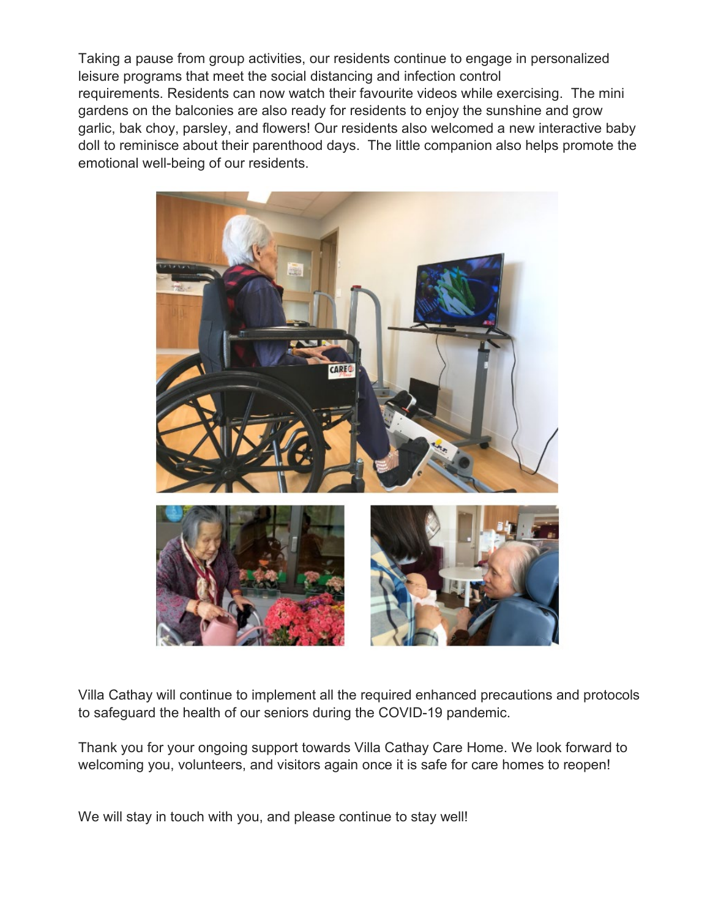Taking a pause from group activities, our residents continue to engage in personalized leisure programs that meet the social distancing and infection control requirements. Residents can now watch their favourite videos while exercising. The mini gardens on the balconies are also ready for residents to enjoy the sunshine and grow garlic, bak choy, parsley, and flowers! Our residents also welcomed a new interactive baby doll to reminisce about their parenthood days. The little companion also helps promote the emotional well-being of our residents.

Villa Cathay will continue to implement all the required enhanced precautions and protocols to safeguard the health of our seniors during the COVID-19 pandemic.

Thank you for your ongoing support towards Villa Cathay Care Home. We look forward to welcoming you, volunteers, and visitors again once it is safe for care homes to reopen!

We will stay in touch with you, and please continue to stay well!